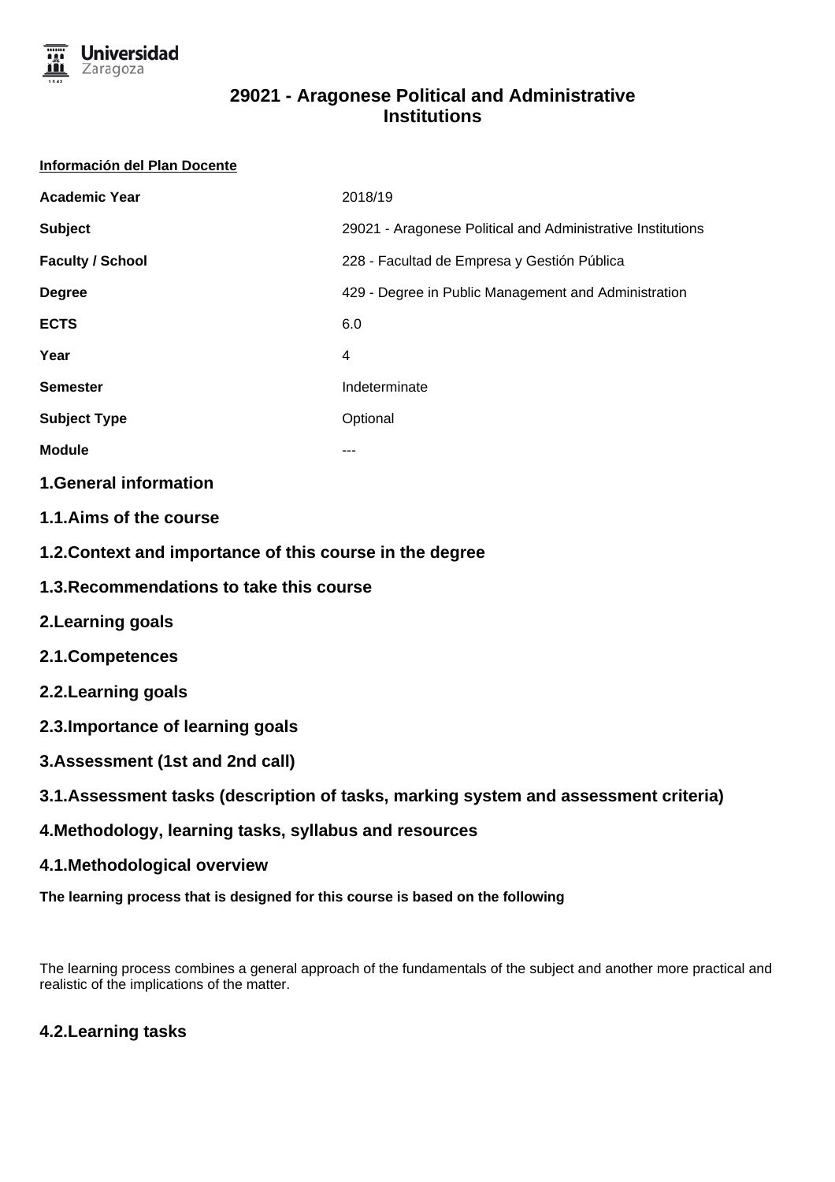# 29021 - Aragonese Political and Administrative Institutions

**Información del Plan Docente**

| | |
|---|---|
| **Academic Year** | 2018/19 |
| **Subject** | 29021 - Aragonese Political and Administrative Institutions |
| **Faculty / School** | 228 - Facultad de Empresa y Gestión Pública |
| **Degree** | 429 - Degree in Public Management and Administration |
| **ECTS** | 6.0 |
| **Year** | 4 |
| **Semester** | Indeterminate |
| **Subject Type** | Optional |
| **Module** | --- |

## 1.General information

## 1.1.Aims of the course

## 1.2.Context and importance of this course in the degree

## 1.3.Recommendations to take this course

## 2.Learning goals

## 2.1.Competences

## 2.2.Learning goals

## 2.3.Importance of learning goals

## 3.Assessment (1st and 2nd call)

## 3.1.Assessment tasks (description of tasks, marking system and assessment criteria)

## 4.Methodology, learning tasks, syllabus and resources

## 4.1.Methodological overview

**The learning process that is designed for this course is based on the following**

The learning process combines a general approach of the fundamentals of the subject and another more practical and realistic of the implications of the matter.

## 4.2.Learning tasks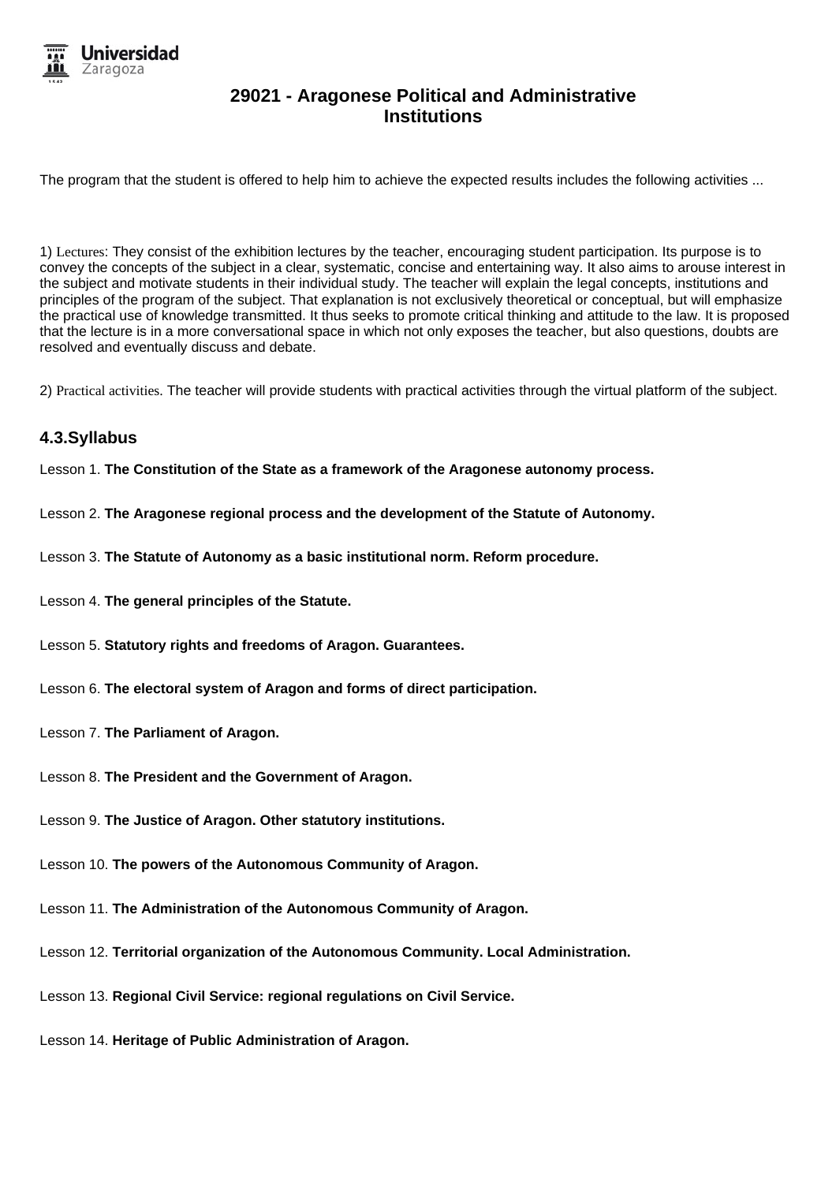# 29021 - Aragonese Political and Administrative Institutions

The program that the student is offered to help him to achieve the expected results includes the following activities ...

1) Lectures: They consist of the exhibition lectures by the teacher, encouraging student participation. Its purpose is to convey the concepts of the subject in a clear, systematic, concise and entertaining way. It also aims to arouse interest in the subject and motivate students in their individual study. The teacher will explain the legal concepts, institutions and principles of the program of the subject. That explanation is not exclusively theoretical or conceptual, but will emphasize the practical use of knowledge transmitted. It thus seeks to promote critical thinking and attitude to the law. It is proposed that the lecture is in a more conversational space in which not only exposes the teacher, but also questions, doubts are resolved and eventually discuss and debate.

2) Practical activities. The teacher will provide students with practical activities through the virtual platform of the subject.

## 4.3.Syllabus

Lesson 1. **The Constitution of the State as a framework of the Aragonese autonomy process.**

Lesson 2. **The Aragonese regional process and the development of the Statute of Autonomy.**

Lesson 3. **The Statute of Autonomy as a basic institutional norm. Reform procedure.**

Lesson 4. **The general principles of the Statute.**

Lesson 5. **Statutory rights and freedoms of Aragon. Guarantees.**

Lesson 6. **The electoral system of Aragon and forms of direct participation.**

Lesson 7. **The Parliament of Aragon.**

Lesson 8. **The President and the Government of Aragon.**

Lesson 9. **The Justice of Aragon. Other statutory institutions.**

Lesson 10. **The powers of the Autonomous Community of Aragon.**

Lesson 11. **The Administration of the Autonomous Community of Aragon.**

Lesson 12. **Territorial organization of the Autonomous Community. Local Administration.**

Lesson 13. **Regional Civil Service: regional regulations on Civil Service.**

Lesson 14. **Heritage of Public Administration of Aragon.**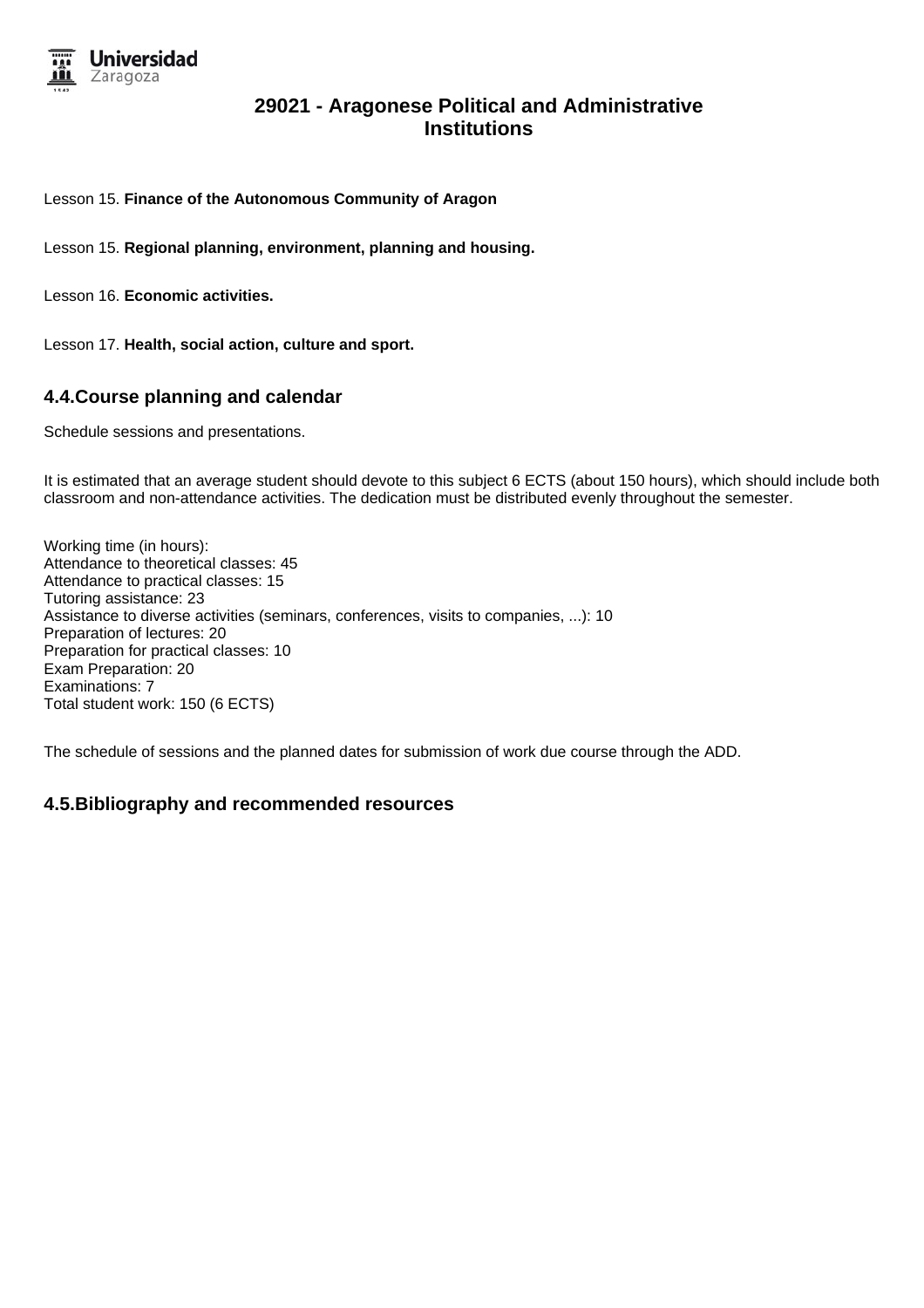Lesson 15. **Finance of the Autonomous Community of Aragon**

Lesson 15. **Regional planning, environment, planning and housing.**

Lesson 16. **Economic activities.**

Lesson 17. **Health, social action, culture and sport.**

## 4.4.Course planning and calendar

Schedule sessions and presentations.

It is estimated that an average student should devote to this subject 6 ECTS (about 150 hours), which should include both classroom and non-attendance activities. The dedication must be distributed evenly throughout the semester.

Working time (in hours):
Attendance to theoretical classes: 45
Attendance to practical classes: 15
Tutoring assistance: 23
Assistance to diverse activities (seminars, conferences, visits to companies, ...): 10
Preparation of lectures: 20
Preparation for practical classes: 10
Exam Preparation: 20
Examinations: 7
Total student work: 150 (6 ECTS)

The schedule of sessions and the planned dates for submission of work due course through the ADD.

## 4.5.Bibliography and recommended resources